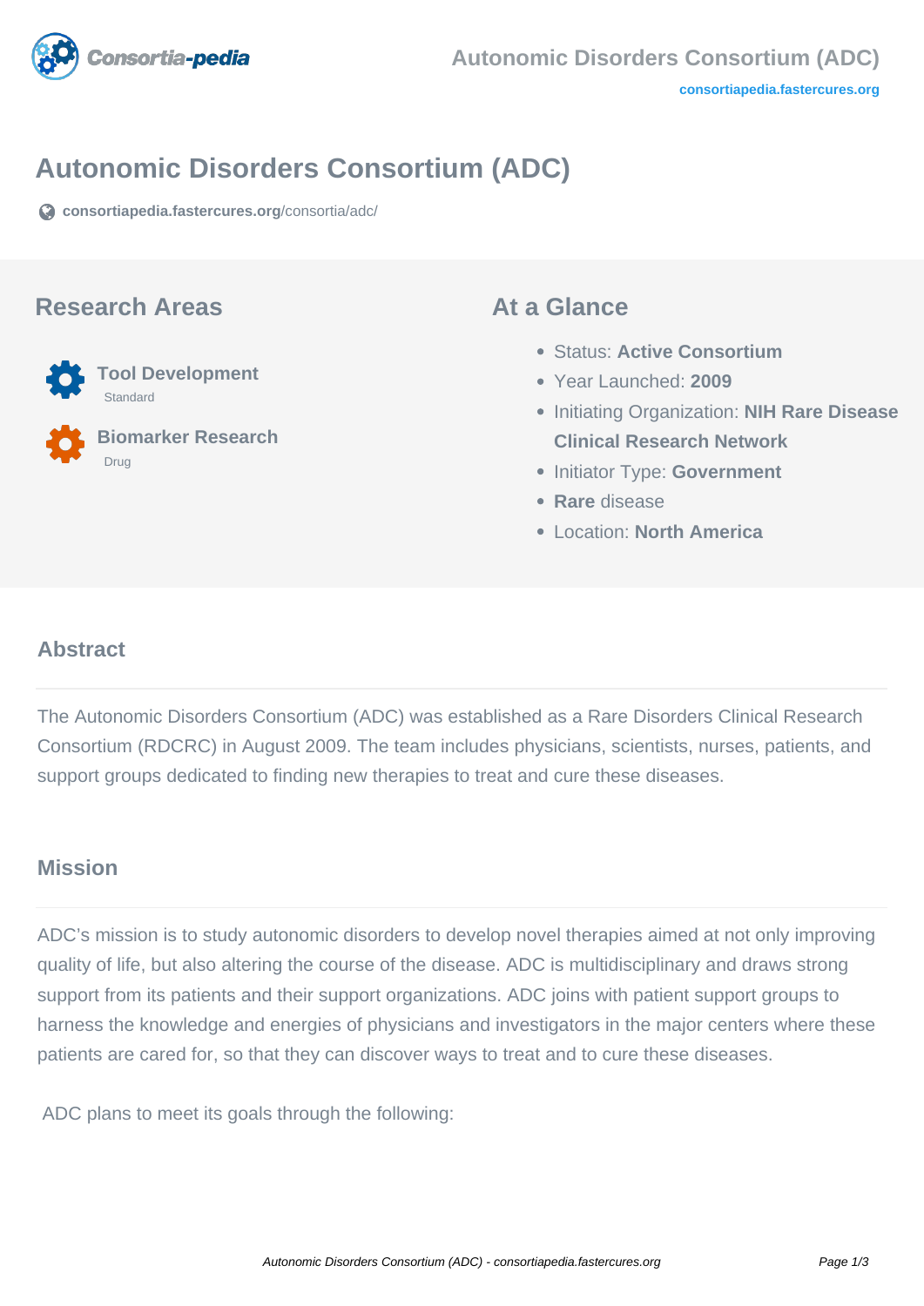# Autonomic Disorders Consortium (ADC)

consortiapedia.fastercures.org/consortia/adc/

## Research Areas

**Tool Development**
Standard

**Biomarker Research**
Drug

## At a Glance

- Status: **Active Consortium**
- Year Launched: **2009**
- Initiating Organization: **NIH Rare Disease Clinical Research Network**
- Initiator Type: **Government**
- **Rare** disease
- Location: **North America**

## Abstract

The Autonomic Disorders Consortium (ADC) was established as a Rare Disorders Clinical Research Consortium (RDCRC) in August 2009. The team includes physicians, scientists, nurses, patients, and support groups dedicated to finding new therapies to treat and cure these diseases.

## Mission

ADC's mission is to study autonomic disorders to develop novel therapies aimed at not only improving quality of life, but also altering the course of the disease. ADC is multidisciplinary and draws strong support from its patients and their support organizations. ADC joins with patient support groups to harness the knowledge and energies of physicians and investigators in the major centers where these patients are cared for, so that they can discover ways to treat and to cure these diseases.

ADC plans to meet its goals through the following: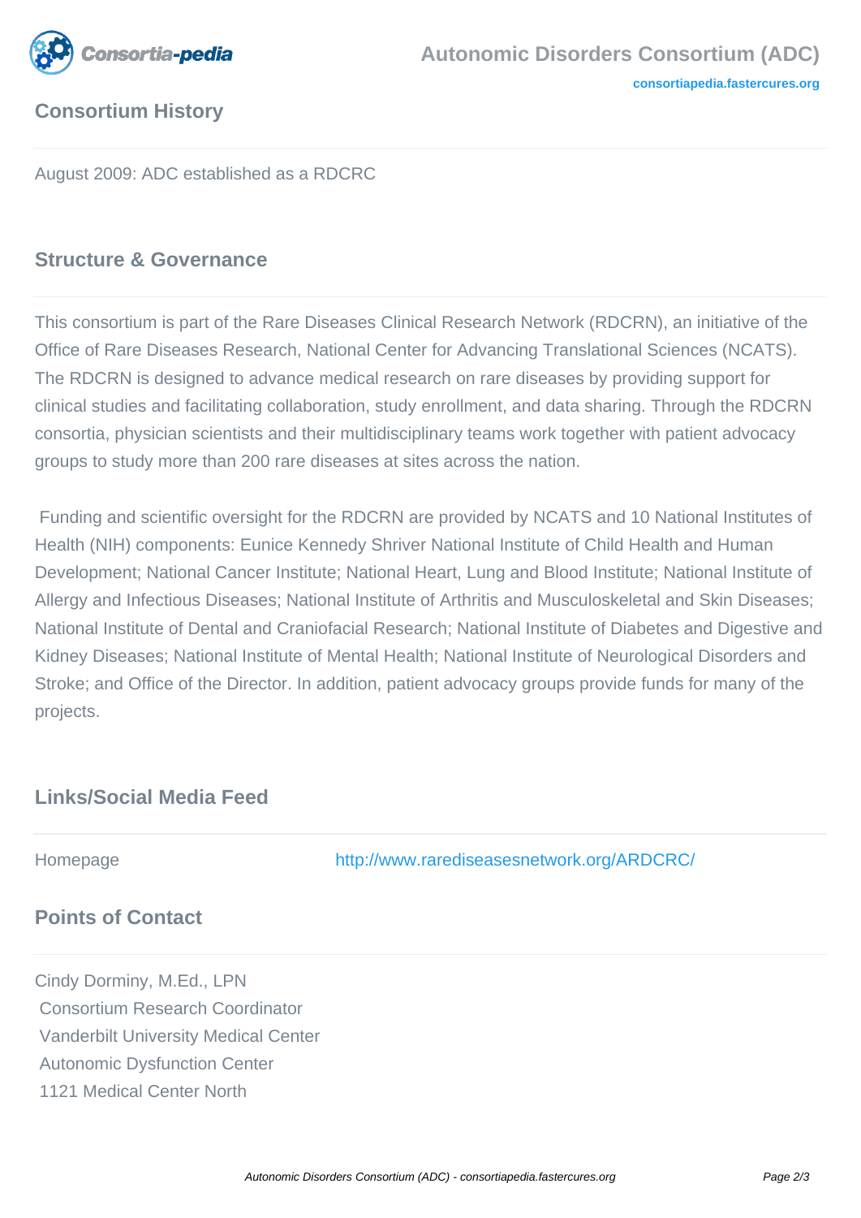## Consortium History

August 2009: ADC established as a RDCRC

## Structure & Governance

This consortium is part of the Rare Diseases Clinical Research Network (RDCRN), an initiative of the Office of Rare Diseases Research, National Center for Advancing Translational Sciences (NCATS). The RDCRN is designed to advance medical research on rare diseases by providing support for clinical studies and facilitating collaboration, study enrollment, and data sharing. Through the RDCRN consortia, physician scientists and their multidisciplinary teams work together with patient advocacy groups to study more than 200 rare diseases at sites across the nation.

Funding and scientific oversight for the RDCRN are provided by NCATS and 10 National Institutes of Health (NIH) components: Eunice Kennedy Shriver National Institute of Child Health and Human Development; National Cancer Institute; National Heart, Lung and Blood Institute; National Institute of Allergy and Infectious Diseases; National Institute of Arthritis and Musculoskeletal and Skin Diseases; National Institute of Dental and Craniofacial Research; National Institute of Diabetes and Digestive and Kidney Diseases; National Institute of Mental Health; National Institute of Neurological Disorders and Stroke; and Office of the Director. In addition, patient advocacy groups provide funds for many of the projects.

## Links/Social Media Feed

| | |
|---|---|
| Homepage | http://www.rarediseasesnetwork.org/ARDCRC/ |

## Points of Contact

Cindy Dorminy, M.Ed., LPN
Consortium Research Coordinator
Vanderbilt University Medical Center
Autonomic Dysfunction Center
1121 Medical Center North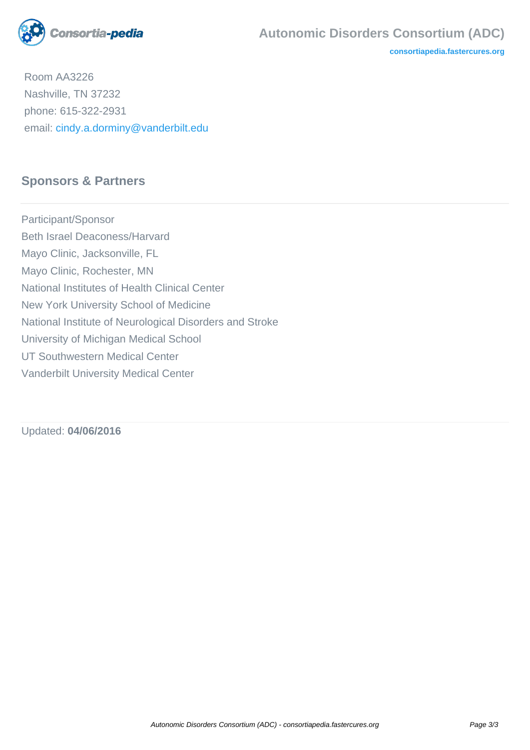Room AA3226
Nashville, TN 37232
phone: 615-322-2931
email: cindy.a.dorminy@vanderbilt.edu

## Sponsors & Partners

Participant/Sponsor
Beth Israel Deaconess/Harvard
Mayo Clinic, Jacksonville, FL
Mayo Clinic, Rochester, MN
National Institutes of Health Clinical Center
New York University School of Medicine
National Institute of Neurological Disorders and Stroke
University of Michigan Medical School
UT Southwestern Medical Center
Vanderbilt University Medical Center

Updated: **04/06/2016**